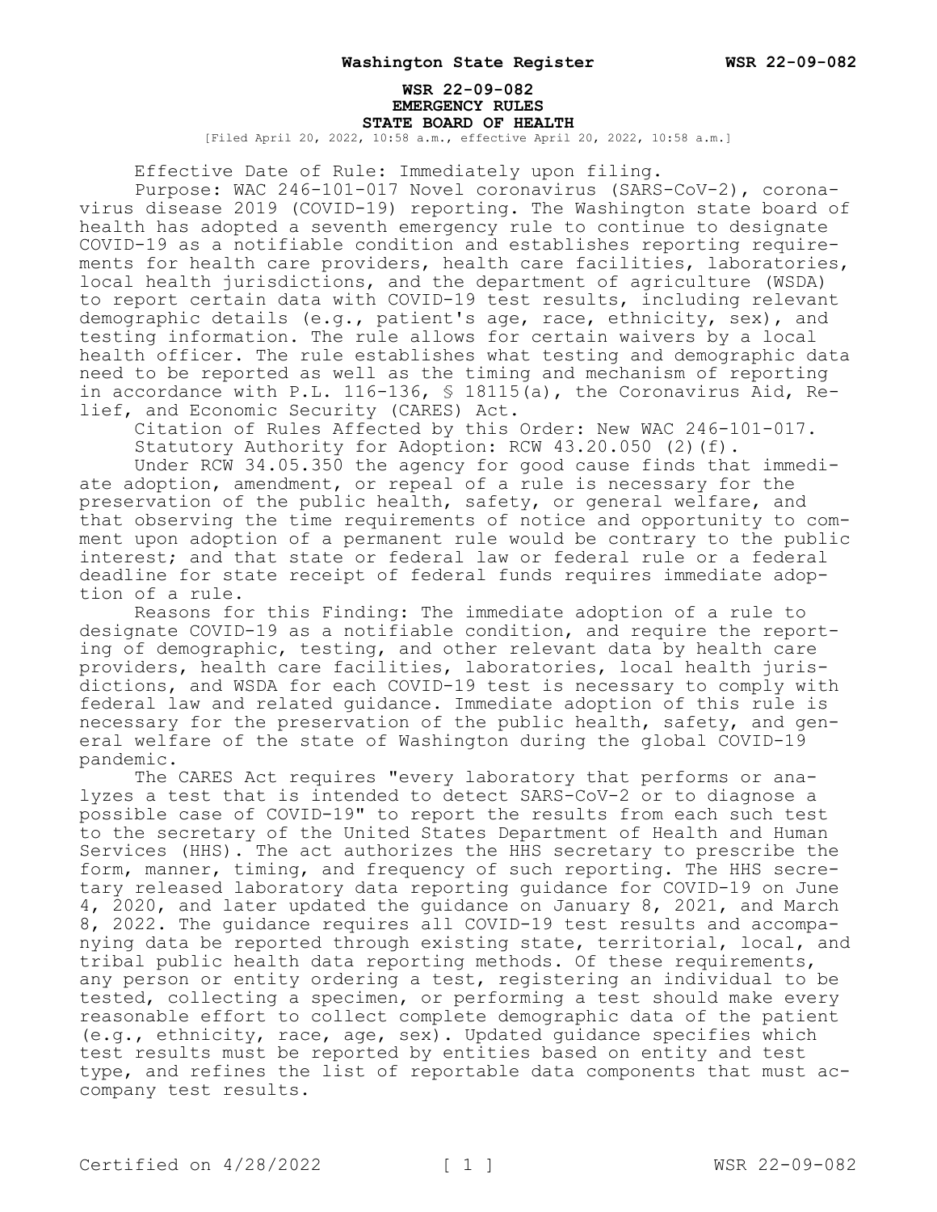**WSR 22-09-082**
**EMERGENCY RULES**
**STATE BOARD OF HEALTH**

[Filed April 20, 2022, 10:58 a.m., effective April 20, 2022, 10:58 a.m.]

Effective Date of Rule: Immediately upon filing.

Purpose: WAC 246-101-017 Novel coronavirus (SARS-CoV-2), coronavirus disease 2019 (COVID-19) reporting. The Washington state board of health has adopted a seventh emergency rule to continue to designate COVID-19 as a notifiable condition and establishes reporting requirements for health care providers, health care facilities, laboratories, local health jurisdictions, and the department of agriculture (WSDA) to report certain data with COVID-19 test results, including relevant demographic details (e.g., patient's age, race, ethnicity, sex), and testing information. The rule allows for certain waivers by a local health officer. The rule establishes what testing and demographic data need to be reported as well as the timing and mechanism of reporting in accordance with P.L. 116-136, § 18115(a), the Coronavirus Aid, Relief, and Economic Security (CARES) Act.

Citation of Rules Affected by this Order: New WAC 246-101-017.

Statutory Authority for Adoption: RCW 43.20.050 (2)(f).

Under RCW 34.05.350 the agency for good cause finds that immediate adoption, amendment, or repeal of a rule is necessary for the preservation of the public health, safety, or general welfare, and that observing the time requirements of notice and opportunity to comment upon adoption of a permanent rule would be contrary to the public interest; and that state or federal law or federal rule or a federal deadline for state receipt of federal funds requires immediate adoption of a rule.

Reasons for this Finding: The immediate adoption of a rule to designate COVID-19 as a notifiable condition, and require the reporting of demographic, testing, and other relevant data by health care providers, health care facilities, laboratories, local health jurisdictions, and WSDA for each COVID-19 test is necessary to comply with federal law and related guidance. Immediate adoption of this rule is necessary for the preservation of the public health, safety, and general welfare of the state of Washington during the global COVID-19 pandemic.

The CARES Act requires "every laboratory that performs or analyzes a test that is intended to detect SARS-CoV-2 or to diagnose a possible case of COVID-19" to report the results from each such test to the secretary of the United States Department of Health and Human Services (HHS). The act authorizes the HHS secretary to prescribe the form, manner, timing, and frequency of such reporting. The HHS secretary released laboratory data reporting guidance for COVID-19 on June 4, 2020, and later updated the guidance on January 8, 2021, and March 8, 2022. The guidance requires all COVID-19 test results and accompanying data be reported through existing state, territorial, local, and tribal public health data reporting methods. Of these requirements, any person or entity ordering a test, registering an individual to be tested, collecting a specimen, or performing a test should make every reasonable effort to collect complete demographic data of the patient (e.g., ethnicity, race, age, sex). Updated guidance specifies which test results must be reported by entities based on entity and test type, and refines the list of reportable data components that must accompany test results.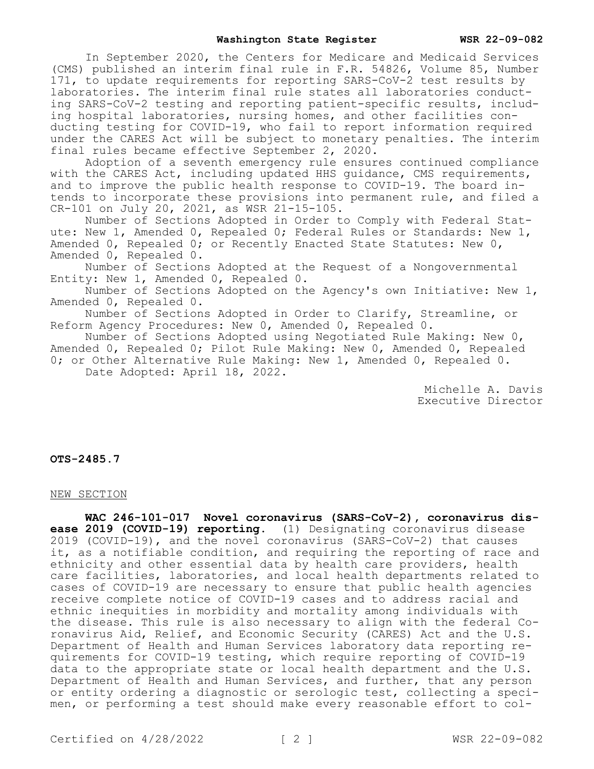In September 2020, the Centers for Medicare and Medicaid Services (CMS) published an interim final rule in F.R. 54826, Volume 85, Number 171, to update requirements for reporting SARS-CoV-2 test results by laboratories. The interim final rule states all laboratories conducting SARS-CoV-2 testing and reporting patient-specific results, including hospital laboratories, nursing homes, and other facilities conducting testing for COVID-19, who fail to report information required under the CARES Act will be subject to monetary penalties. The interim final rules became effective September 2, 2020.

Adoption of a seventh emergency rule ensures continued compliance with the CARES Act, including updated HHS guidance, CMS requirements, and to improve the public health response to COVID-19. The board intends to incorporate these provisions into permanent rule, and filed a CR-101 on July 20, 2021, as WSR 21-15-105.

Number of Sections Adopted in Order to Comply with Federal Statute: New 1, Amended 0, Repealed 0; Federal Rules or Standards: New 1, Amended 0, Repealed 0; or Recently Enacted State Statutes: New 0, Amended 0, Repealed 0.

Number of Sections Adopted at the Request of a Nongovernmental Entity: New 1, Amended 0, Repealed 0.

Number of Sections Adopted on the Agency's own Initiative: New 1, Amended 0, Repealed 0.

Number of Sections Adopted in Order to Clarify, Streamline, or Reform Agency Procedures: New 0, Amended 0, Repealed 0.

Number of Sections Adopted using Negotiated Rule Making: New 0, Amended 0, Repealed 0; Pilot Rule Making: New 0, Amended 0, Repealed 0; or Other Alternative Rule Making: New 1, Amended 0, Repealed 0.

Date Adopted: April 18, 2022.

Michelle A. Davis
Executive Director

**OTS-2485.7**

NEW SECTION

**WAC 246-101-017 Novel coronavirus (SARS-CoV-2), coronavirus disease 2019 (COVID-19) reporting.** (1) Designating coronavirus disease 2019 (COVID-19), and the novel coronavirus (SARS-CoV-2) that causes it, as a notifiable condition, and requiring the reporting of race and ethnicity and other essential data by health care providers, health care facilities, laboratories, and local health departments related to cases of COVID-19 are necessary to ensure that public health agencies receive complete notice of COVID-19 cases and to address racial and ethnic inequities in morbidity and mortality among individuals with the disease. This rule is also necessary to align with the federal Coronavirus Aid, Relief, and Economic Security (CARES) Act and the U.S. Department of Health and Human Services laboratory data reporting requirements for COVID-19 testing, which require reporting of COVID-19 data to the appropriate state or local health department and the U.S. Department of Health and Human Services, and further, that any person or entity ordering a diagnostic or serologic test, collecting a specimen, or performing a test should make every reasonable effort to col-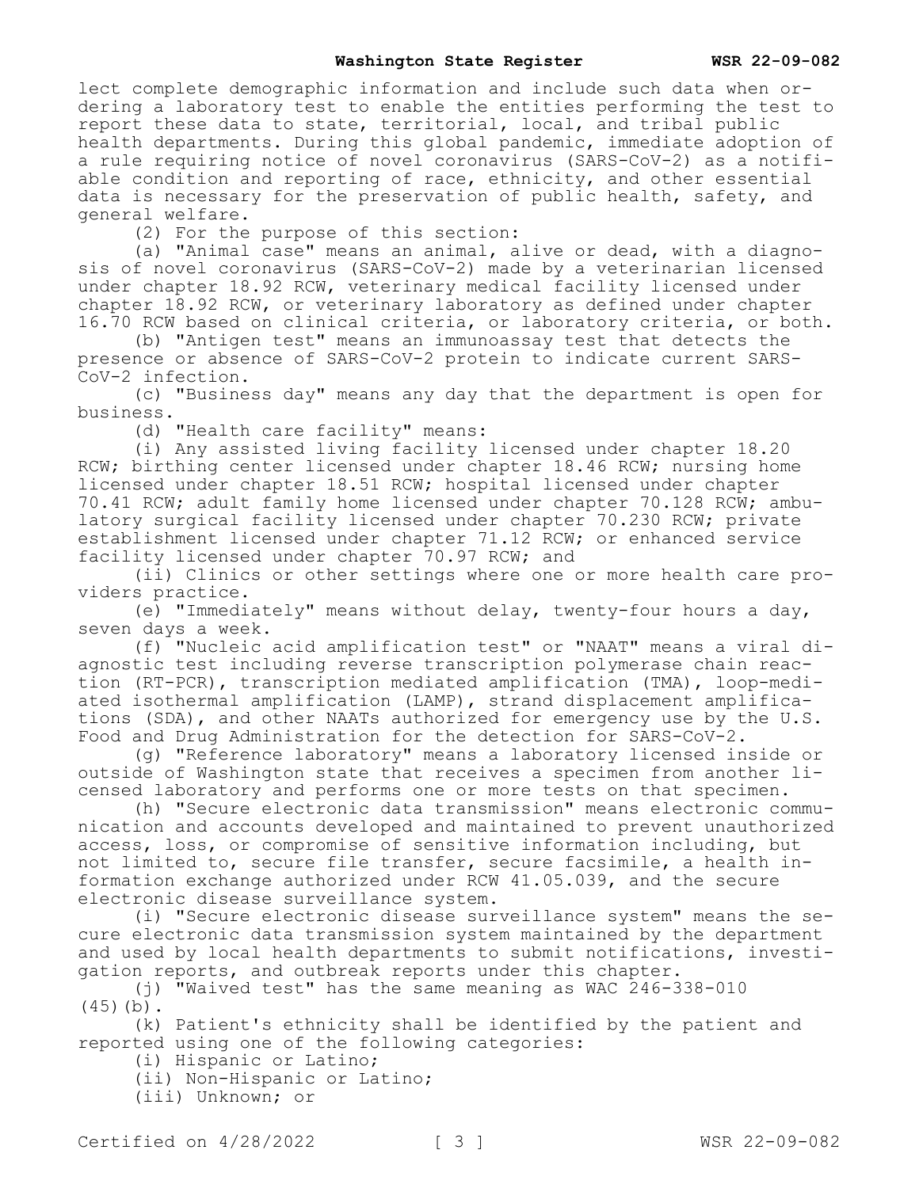lect complete demographic information and include such data when ordering a laboratory test to enable the entities performing the test to report these data to state, territorial, local, and tribal public health departments. During this global pandemic, immediate adoption of a rule requiring notice of novel coronavirus (SARS-CoV-2) as a notifiable condition and reporting of race, ethnicity, and other essential data is necessary for the preservation of public health, safety, and general welfare.

(2) For the purpose of this section:

(a) "Animal case" means an animal, alive or dead, with a diagnosis of novel coronavirus (SARS-CoV-2) made by a veterinarian licensed under chapter 18.92 RCW, veterinary medical facility licensed under chapter 18.92 RCW, or veterinary laboratory as defined under chapter 16.70 RCW based on clinical criteria, or laboratory criteria, or both.

(b) "Antigen test" means an immunoassay test that detects the presence or absence of SARS-CoV-2 protein to indicate current SARS-CoV-2 infection.

(c) "Business day" means any day that the department is open for business.

(d) "Health care facility" means:

(i) Any assisted living facility licensed under chapter 18.20 RCW; birthing center licensed under chapter 18.46 RCW; nursing home licensed under chapter 18.51 RCW; hospital licensed under chapter 70.41 RCW; adult family home licensed under chapter 70.128 RCW; ambulatory surgical facility licensed under chapter 70.230 RCW; private establishment licensed under chapter 71.12 RCW; or enhanced service facility licensed under chapter 70.97 RCW; and

(ii) Clinics or other settings where one or more health care providers practice.

(e) "Immediately" means without delay, twenty-four hours a day, seven days a week.

(f) "Nucleic acid amplification test" or "NAAT" means a viral diagnostic test including reverse transcription polymerase chain reaction (RT-PCR), transcription mediated amplification (TMA), loop-mediated isothermal amplification (LAMP), strand displacement amplifications (SDA), and other NAATs authorized for emergency use by the U.S. Food and Drug Administration for the detection for SARS-CoV-2.

(g) "Reference laboratory" means a laboratory licensed inside or outside of Washington state that receives a specimen from another licensed laboratory and performs one or more tests on that specimen.

(h) "Secure electronic data transmission" means electronic communication and accounts developed and maintained to prevent unauthorized access, loss, or compromise of sensitive information including, but not limited to, secure file transfer, secure facsimile, a health information exchange authorized under RCW 41.05.039, and the secure electronic disease surveillance system.

(i) "Secure electronic disease surveillance system" means the secure electronic data transmission system maintained by the department and used by local health departments to submit notifications, investigation reports, and outbreak reports under this chapter.

(j) "Waived test" has the same meaning as WAC 246-338-010 (45)(b).

(k) Patient's ethnicity shall be identified by the patient and reported using one of the following categories:

(i) Hispanic or Latino;

(ii) Non-Hispanic or Latino;

(iii) Unknown; or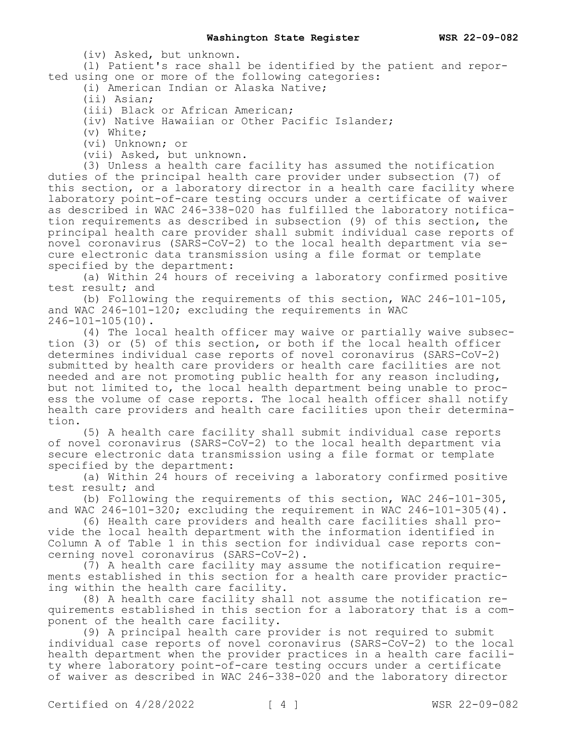(iv) Asked, but unknown.

(l) Patient's race shall be identified by the patient and reported using one or more of the following categories:

(i) American Indian or Alaska Native;

(ii) Asian;

(iii) Black or African American;

(iv) Native Hawaiian or Other Pacific Islander;

(v) White;

(vi) Unknown; or

(vii) Asked, but unknown.

(3) Unless a health care facility has assumed the notification duties of the principal health care provider under subsection (7) of this section, or a laboratory director in a health care facility where laboratory point-of-care testing occurs under a certificate of waiver as described in WAC 246-338-020 has fulfilled the laboratory notification requirements as described in subsection (9) of this section, the principal health care provider shall submit individual case reports of novel coronavirus (SARS-CoV-2) to the local health department via secure electronic data transmission using a file format or template specified by the department:

(a) Within 24 hours of receiving a laboratory confirmed positive test result; and

(b) Following the requirements of this section, WAC 246-101-105, and WAC 246-101-120; excluding the requirements in WAC 246-101-105(10).

(4) The local health officer may waive or partially waive subsection (3) or (5) of this section, or both if the local health officer determines individual case reports of novel coronavirus (SARS-CoV-2) submitted by health care providers or health care facilities are not needed and are not promoting public health for any reason including, but not limited to, the local health department being unable to process the volume of case reports. The local health officer shall notify health care providers and health care facilities upon their determination.

(5) A health care facility shall submit individual case reports of novel coronavirus (SARS-CoV-2) to the local health department via secure electronic data transmission using a file format or template specified by the department:

(a) Within 24 hours of receiving a laboratory confirmed positive test result; and

(b) Following the requirements of this section, WAC 246-101-305, and WAC 246-101-320; excluding the requirement in WAC 246-101-305(4).

(6) Health care providers and health care facilities shall provide the local health department with the information identified in Column A of Table 1 in this section for individual case reports concerning novel coronavirus (SARS-CoV-2).

(7) A health care facility may assume the notification requirements established in this section for a health care provider practicing within the health care facility.

(8) A health care facility shall not assume the notification requirements established in this section for a laboratory that is a component of the health care facility.

(9) A principal health care provider is not required to submit individual case reports of novel coronavirus (SARS-CoV-2) to the local health department when the provider practices in a health care facility where laboratory point-of-care testing occurs under a certificate of waiver as described in WAC 246-338-020 and the laboratory director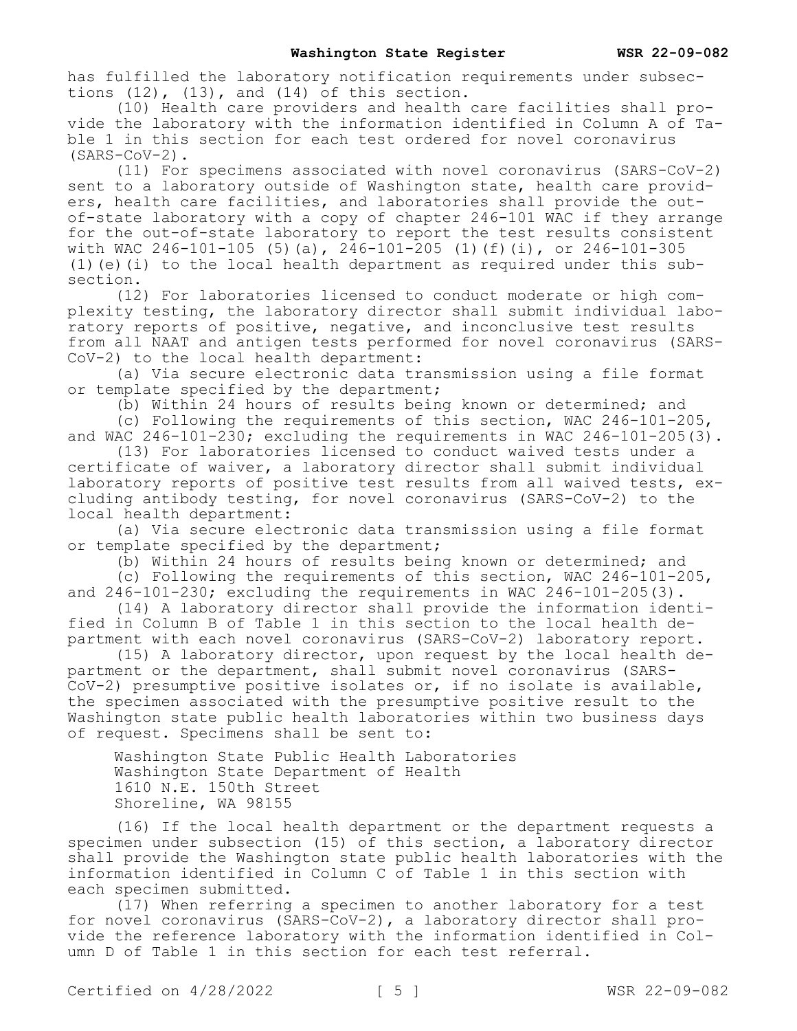has fulfilled the laboratory notification requirements under subsections (12), (13), and (14) of this section.

(10) Health care providers and health care facilities shall provide the laboratory with the information identified in Column A of Table 1 in this section for each test ordered for novel coronavirus (SARS-CoV-2).

(11) For specimens associated with novel coronavirus (SARS-CoV-2) sent to a laboratory outside of Washington state, health care providers, health care facilities, and laboratories shall provide the out-of-state laboratory with a copy of chapter 246-101 WAC if they arrange for the out-of-state laboratory to report the test results consistent with WAC 246-101-105 (5)(a), 246-101-205 (1)(f)(i), or 246-101-305 (1)(e)(i) to the local health department as required under this subsection.

(12) For laboratories licensed to conduct moderate or high complexity testing, the laboratory director shall submit individual laboratory reports of positive, negative, and inconclusive test results from all NAAT and antigen tests performed for novel coronavirus (SARS-CoV-2) to the local health department:

(a) Via secure electronic data transmission using a file format or template specified by the department;

(b) Within 24 hours of results being known or determined; and

(c) Following the requirements of this section, WAC 246-101-205, and WAC 246-101-230; excluding the requirements in WAC 246-101-205(3).

(13) For laboratories licensed to conduct waived tests under a certificate of waiver, a laboratory director shall submit individual laboratory reports of positive test results from all waived tests, excluding antibody testing, for novel coronavirus (SARS-CoV-2) to the local health department:

(a) Via secure electronic data transmission using a file format or template specified by the department;

(b) Within 24 hours of results being known or determined; and

(c) Following the requirements of this section, WAC 246-101-205, and 246-101-230; excluding the requirements in WAC 246-101-205(3).

(14) A laboratory director shall provide the information identified in Column B of Table 1 in this section to the local health department with each novel coronavirus (SARS-CoV-2) laboratory report.

(15) A laboratory director, upon request by the local health department or the department, shall submit novel coronavirus (SARS-CoV-2) presumptive positive isolates or, if no isolate is available, the specimen associated with the presumptive positive result to the Washington state public health laboratories within two business days of request. Specimens shall be sent to:

Washington State Public Health Laboratories
Washington State Department of Health
1610 N.E. 150th Street
Shoreline, WA 98155

(16) If the local health department or the department requests a specimen under subsection (15) of this section, a laboratory director shall provide the Washington state public health laboratories with the information identified in Column C of Table 1 in this section with each specimen submitted.

(17) When referring a specimen to another laboratory for a test for novel coronavirus (SARS-CoV-2), a laboratory director shall provide the reference laboratory with the information identified in Column D of Table 1 in this section for each test referral.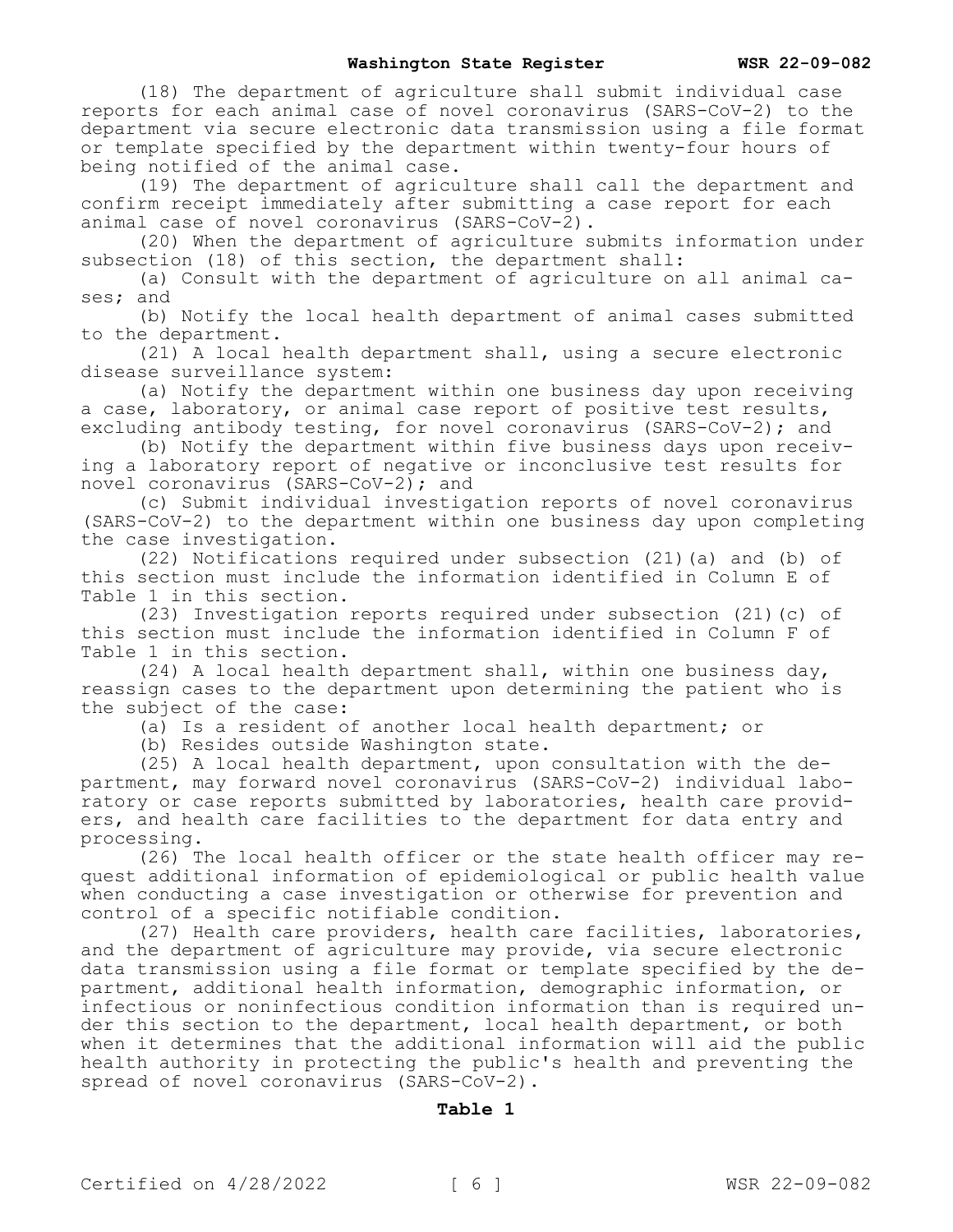(18) The department of agriculture shall submit individual case reports for each animal case of novel coronavirus (SARS-CoV-2) to the department via secure electronic data transmission using a file format or template specified by the department within twenty-four hours of being notified of the animal case.

(19) The department of agriculture shall call the department and confirm receipt immediately after submitting a case report for each animal case of novel coronavirus (SARS-CoV-2).

(20) When the department of agriculture submits information under subsection (18) of this section, the department shall:

(a) Consult with the department of agriculture on all animal cases; and

(b) Notify the local health department of animal cases submitted to the department.

(21) A local health department shall, using a secure electronic disease surveillance system:

(a) Notify the department within one business day upon receiving a case, laboratory, or animal case report of positive test results, excluding antibody testing, for novel coronavirus (SARS-CoV-2); and

(b) Notify the department within five business days upon receiving a laboratory report of negative or inconclusive test results for novel coronavirus (SARS-CoV-2); and

(c) Submit individual investigation reports of novel coronavirus (SARS-CoV-2) to the department within one business day upon completing the case investigation.

(22) Notifications required under subsection (21)(a) and (b) of this section must include the information identified in Column E of Table 1 in this section.

(23) Investigation reports required under subsection (21)(c) of this section must include the information identified in Column F of Table 1 in this section.

(24) A local health department shall, within one business day, reassign cases to the department upon determining the patient who is the subject of the case:

(a) Is a resident of another local health department; or

(b) Resides outside Washington state.

(25) A local health department, upon consultation with the department, may forward novel coronavirus (SARS-CoV-2) individual laboratory or case reports submitted by laboratories, health care providers, and health care facilities to the department for data entry and processing.

(26) The local health officer or the state health officer may request additional information of epidemiological or public health value when conducting a case investigation or otherwise for prevention and control of a specific notifiable condition.

(27) Health care providers, health care facilities, laboratories, and the department of agriculture may provide, via secure electronic data transmission using a file format or template specified by the department, additional health information, demographic information, or infectious or noninfectious condition information than is required under this section to the department, local health department, or both when it determines that the additional information will aid the public health authority in protecting the public's health and preventing the spread of novel coronavirus (SARS-CoV-2).

**Table 1**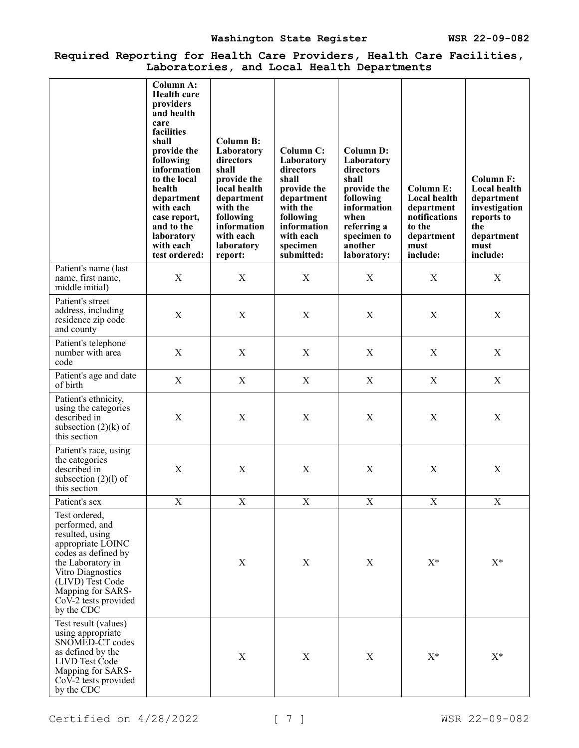**Required Reporting for Health Care Providers, Health Care Facilities, Laboratories, and Local Health Departments**

| | **Column A: Health care providers and health care facilities shall provide the following information to the local health department with each case report, and to the laboratory with each test ordered:** | **Column B: Laboratory directors shall provide the local health department with the following information with each laboratory report:** | **Column C: Laboratory directors shall provide the department with the following information with each specimen submitted:** | **Column D: Laboratory directors shall provide the following information when referring a specimen to another laboratory:** | **Column E: Local health department notifications to the department must include:** | **Column F: Local health department investigation reports to the department must include:** |
|---|---|---|---|---|---|---|
| Patient's name (last name, first name, middle initial) | X | X | X | X | X | X |
| Patient's street address, including residence zip code and county | X | X | X | X | X | X |
| Patient's telephone number with area code | X | X | X | X | X | X |
| Patient's age and date of birth | X | X | X | X | X | X |
| Patient's ethnicity, using the categories described in subsection (2)(k) of this section | X | X | X | X | X | X |
| Patient's race, using the categories described in subsection (2)(l) of this section | X | X | X | X | X | X |
| Patient's sex | X | X | X | X | X | X |
| Test ordered, performed, and resulted, using appropriate LOINC codes as defined by the Laboratory in Vitro Diagnostics (LIVD) Test Code Mapping for SARS-CoV-2 tests provided by the CDC | | X | X | X | X* | X* |
| Test result (values) using appropriate SNOMED-CT codes as defined by the LIVD Test Code Mapping for SARS-CoV-2 tests provided by the CDC | | X | X | X | X* | X* |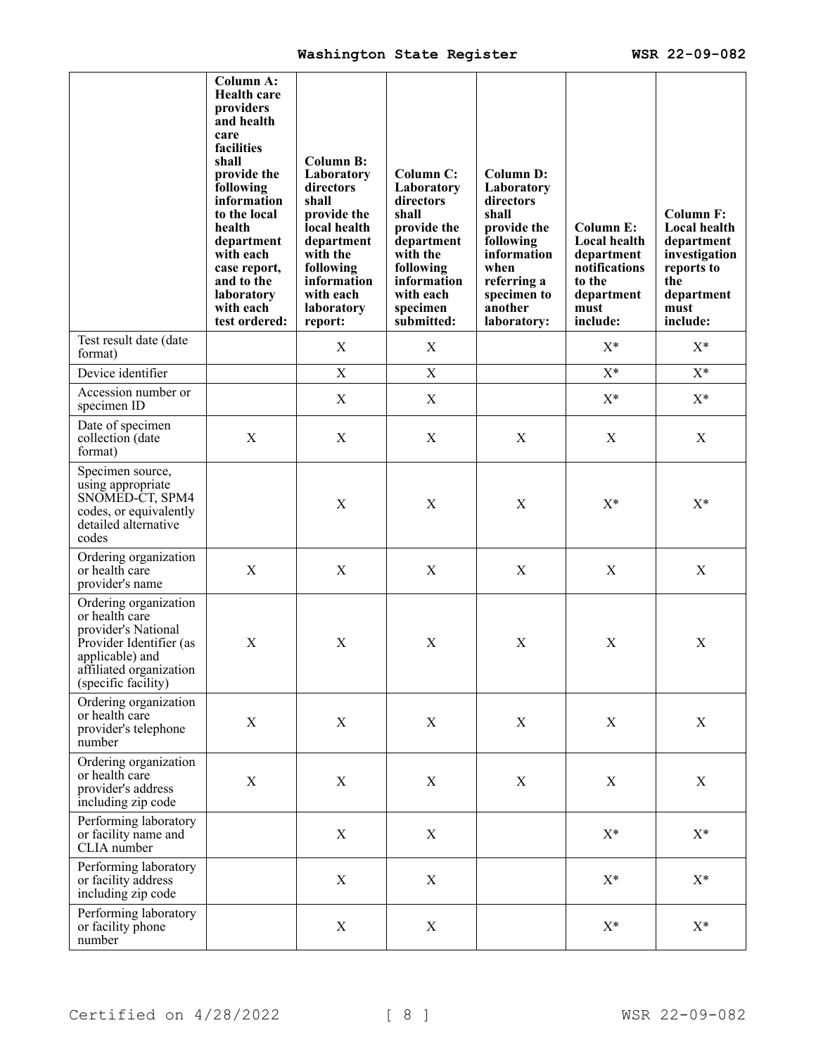| | Column A: Health care providers and health care facilities shall provide the following information to the local health department with each case report, and to the laboratory with each test ordered: | Column B: Laboratory directors shall provide the local health department with the following information with each laboratory report: | Column C: Laboratory directors shall provide the department with the following information with each specimen submitted: | Column D: Laboratory directors shall provide the following information when referring a specimen to another laboratory: | Column E: Local health department notifications to the department must include: | Column F: Local health department investigation reports to the department must include: |
|---|---|---|---|---|---|---|
| Test result date (date format) | | X | X | | X* | X* |
| Device identifier | | X | X | | X* | X* |
| Accession number or specimen ID | | X | X | | X* | X* |
| Date of specimen collection (date format) | X | X | X | X | X | X |
| Specimen source, using appropriate SNOMED-CT, SPM4 codes, or equivalently detailed alternative codes | | X | X | X | X* | X* |
| Ordering organization or health care provider's name | X | X | X | X | X | X |
| Ordering organization or health care provider's National Provider Identifier (as applicable) and affiliated organization (specific facility) | X | X | X | X | X | X |
| Ordering organization or health care provider's telephone number | X | X | X | X | X | X |
| Ordering organization or health care provider's address including zip code | X | X | X | X | X | X |
| Performing laboratory or facility name and CLIA number | | X | X | | X* | X* |
| Performing laboratory or facility address including zip code | | X | X | | X* | X* |
| Performing laboratory or facility phone number | | X | X | | X* | X* |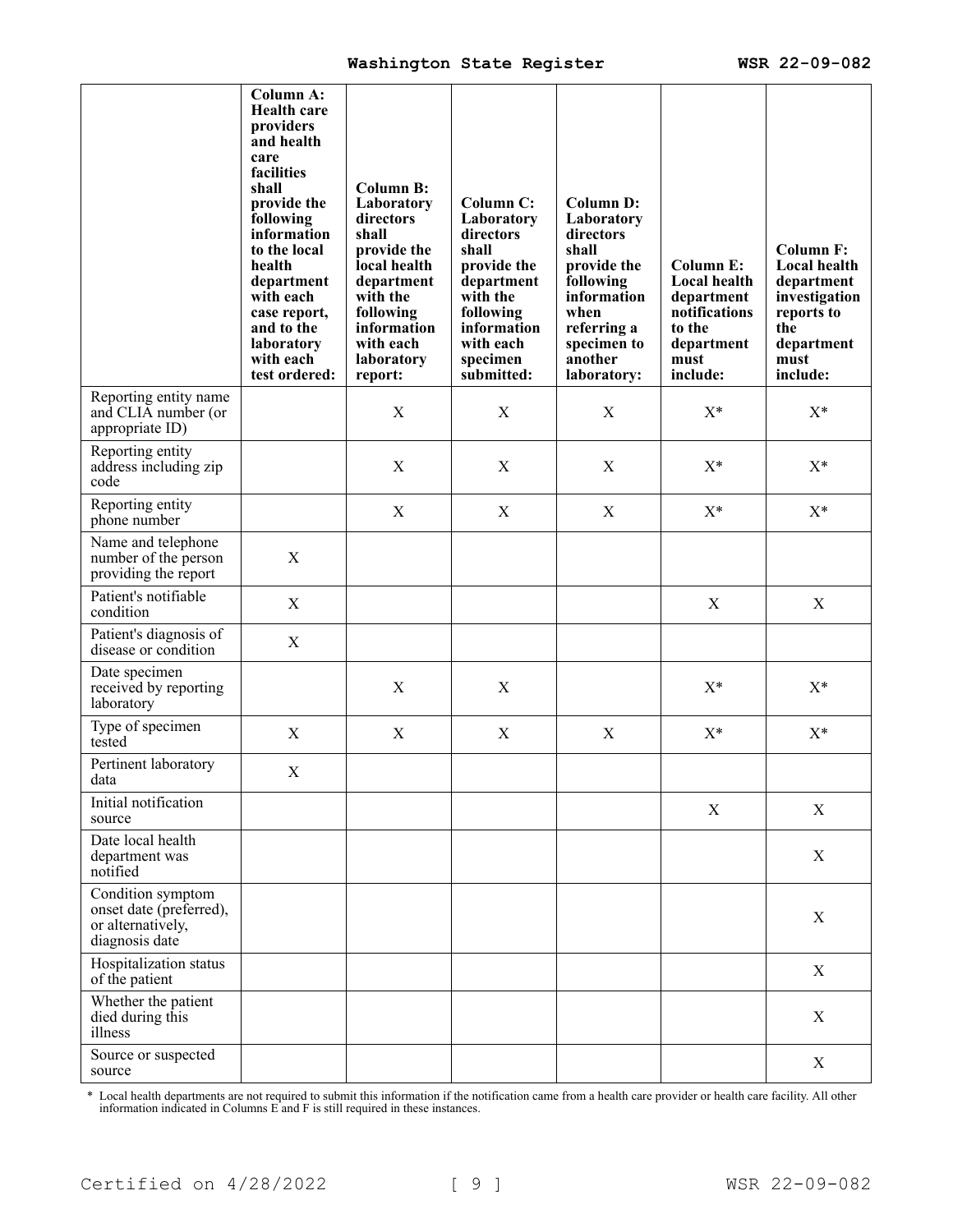| | Column A: Health care providers and health care facilities shall provide the following information to the local health department with each case report, and to the laboratory with each test ordered: | Column B: Laboratory directors shall provide the local health department with the following information with each laboratory report: | Column C: Laboratory directors shall provide the department with the following information with each specimen submitted: | Column D: Laboratory directors shall provide the following information when referring a specimen to another laboratory: | Column E: Local health department notifications to the department must include: | Column F: Local health department investigation reports to the department must include: |
|---|---|---|---|---|---|---|
| Reporting entity name and CLIA number (or appropriate ID) | | X | X | X | X* | X* |
| Reporting entity address including zip code | | X | X | X | X* | X* |
| Reporting entity phone number | | X | X | X | X* | X* |
| Name and telephone number of the person providing the report | X | | | | | |
| Patient's notifiable condition | X | | | | X | X |
| Patient's diagnosis of disease or condition | X | | | | | |
| Date specimen received by reporting laboratory | | X | X | | X* | X* |
| Type of specimen tested | X | X | X | X | X* | X* |
| Pertinent laboratory data | X | | | | | |
| Initial notification source | | | | | X | X |
| Date local health department was notified | | | | | | X |
| Condition symptom onset date (preferred), or alternatively, diagnosis date | | | | | | X |
| Hospitalization status of the patient | | | | | | X |
| Whether the patient died during this illness | | | | | | X |
| Source or suspected source | | | | | | X |

\* Local health departments are not required to submit this information if the notification came from a health care provider or health care facility. All other information indicated in Columns E and F is still required in these instances.